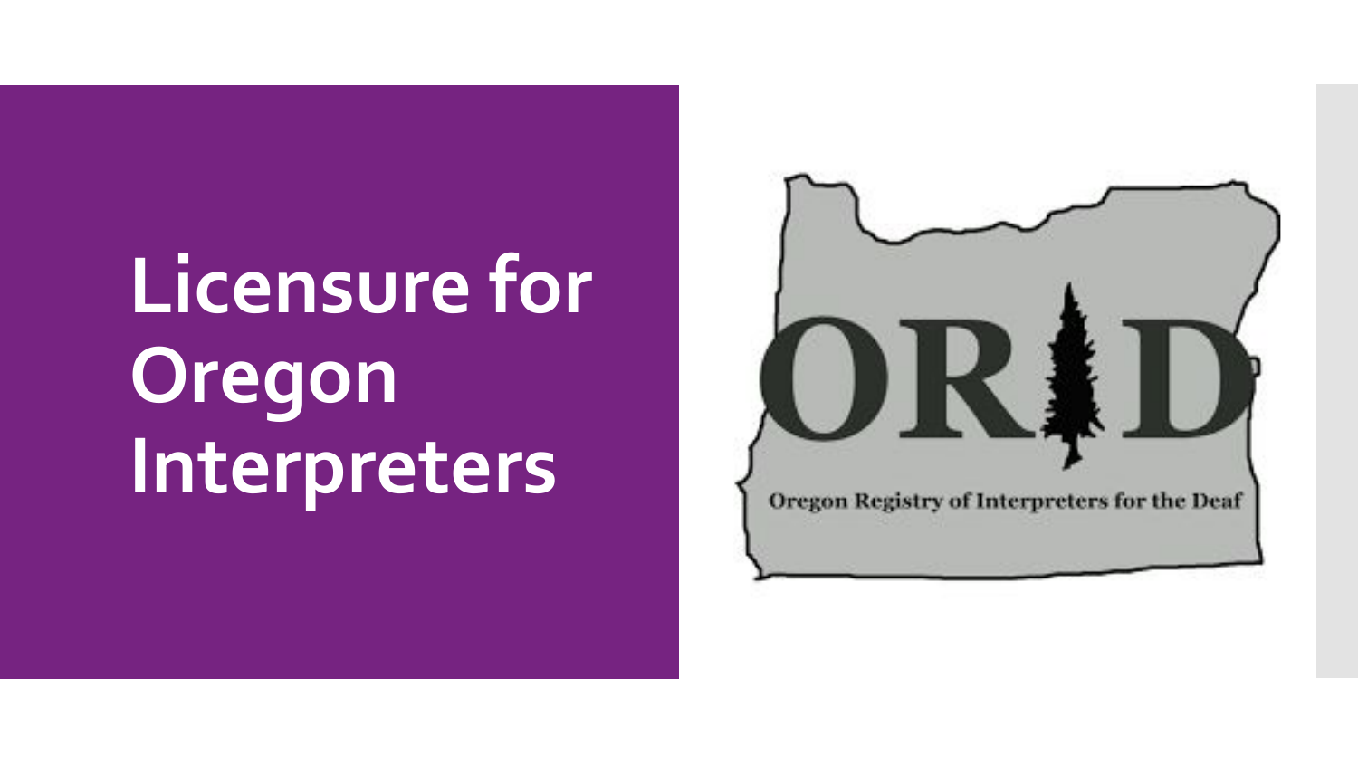# Licensure for Oregon Interpreters

ORID

Oregon Registry of Interpreters for the Deaf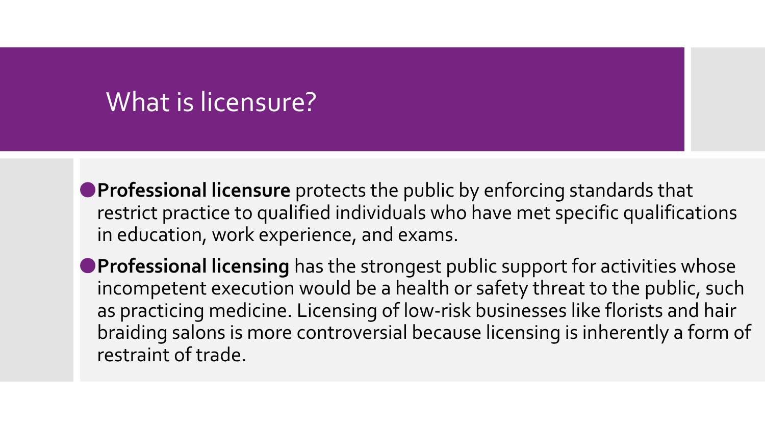# What is licensure?

- **Professional licensure** protects the public by enforcing standards that restrict practice to qualified individuals who have met specific qualifications in education, work experience, and exams.
- **Professional licensing** has the strongest public support for activities whose incompetent execution would be a health or safety threat to the public, such as practicing medicine. Licensing of low-risk businesses like florists and hair braiding salons is more controversial because licensing is inherently a form of restraint of trade.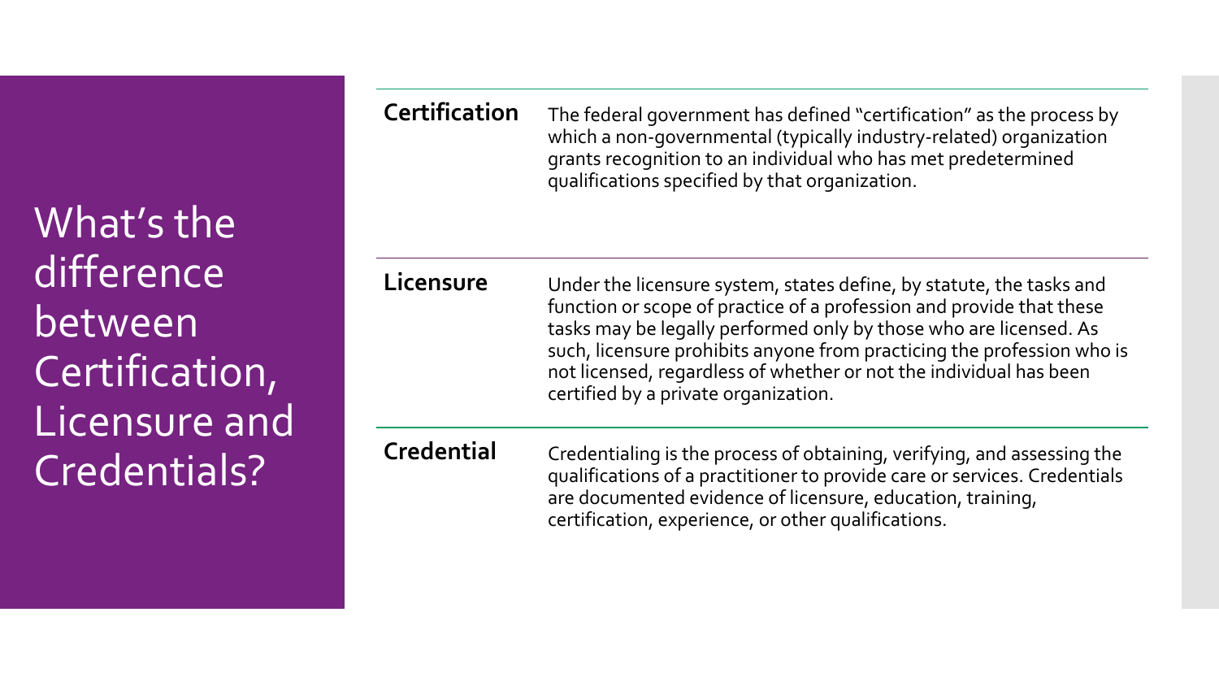# What's the difference between Certification, Licensure and Credentials?

**Certification**

The federal government has defined "certification" as the process by which a non-governmental (typically industry-related) organization grants recognition to an individual who has met predetermined qualifications specified by that organization.

**Licensure**

Under the licensure system, states define, by statute, the tasks and function or scope of practice of a profession and provide that these tasks may be legally performed only by those who are licensed. As such, licensure prohibits anyone from practicing the profession who is not licensed, regardless of whether or not the individual has been certified by a private organization.

**Credential**

Credentialing is the process of obtaining, verifying, and assessing the qualifications of a practitioner to provide care or services. Credentials are documented evidence of licensure, education, training, certification, experience, or other qualifications.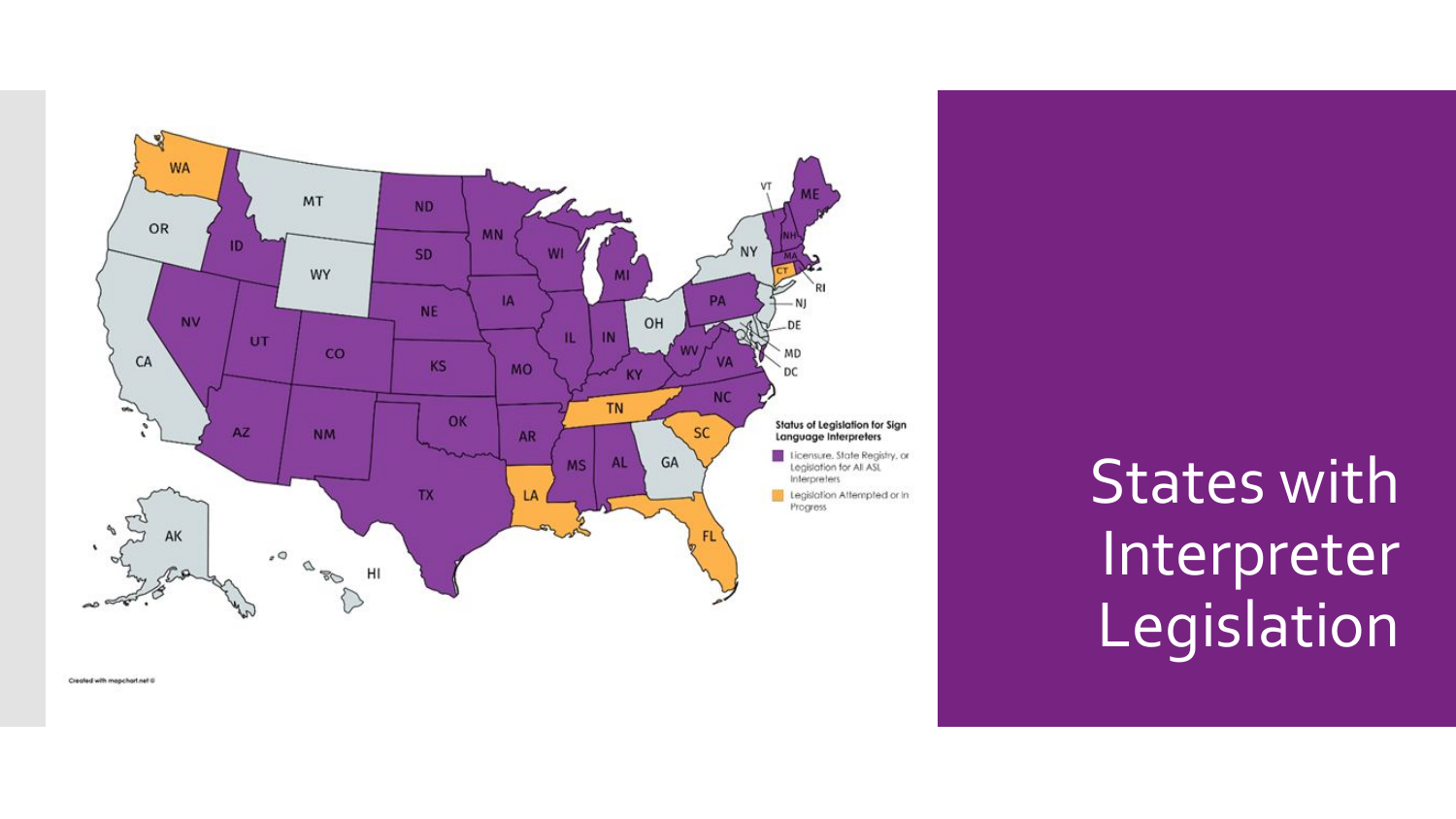# States with Interpreter Legislation

**Status of Legislation for Sign Language Interpreters**

- Licensure, State Registry, or Legislation for All ASL Interpreters
- Legislation Attempted or In Progress

Created with mapchart.net ©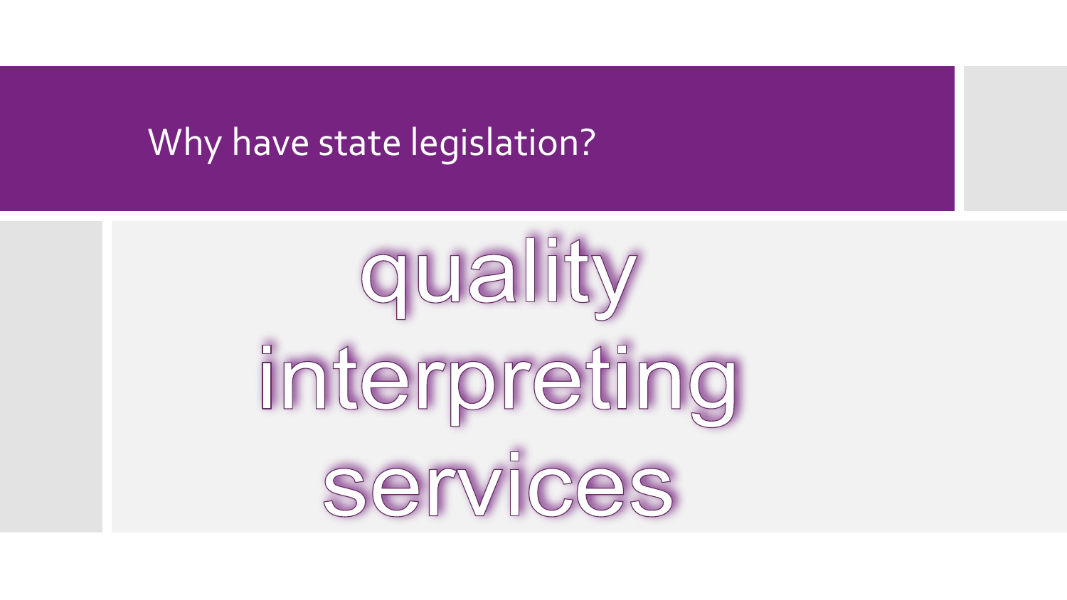# Why have state legislation?

quality
interpreting
services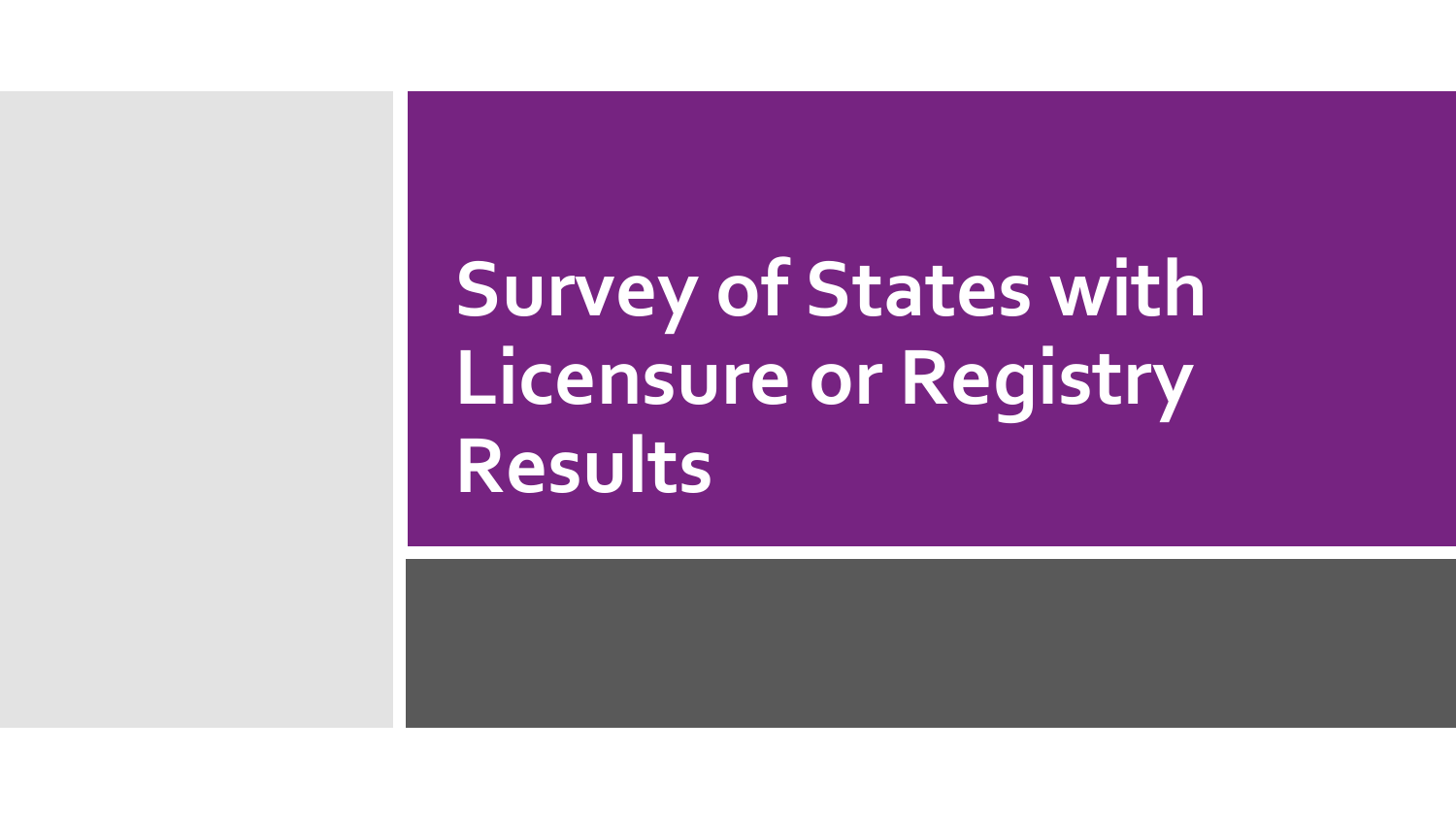# Survey of States with Licensure or Registry Results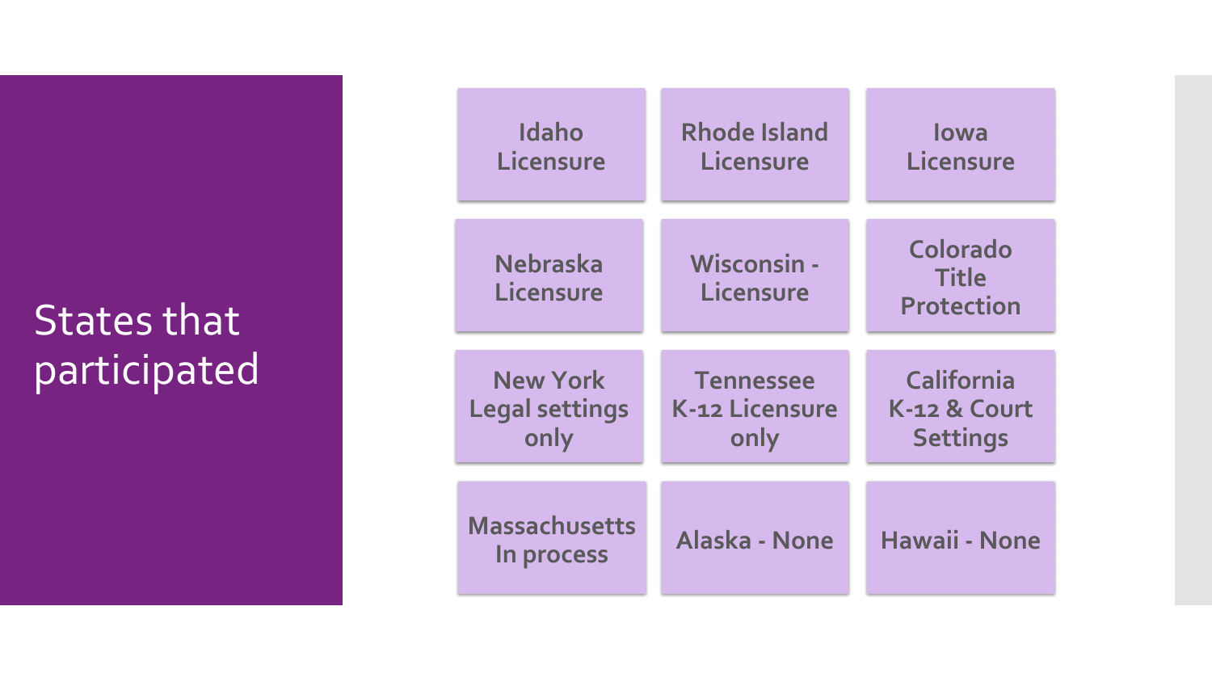# States that participated

- Idaho Licensure
- Rhode Island Licensure
- Iowa Licensure
- Nebraska Licensure
- Wisconsin - Licensure
- Colorado Title Protection
- New York Legal settings only
- Tennessee K-12 Licensure only
- California K-12 & Court Settings
- Massachusetts In process
- Alaska - None
- Hawaii - None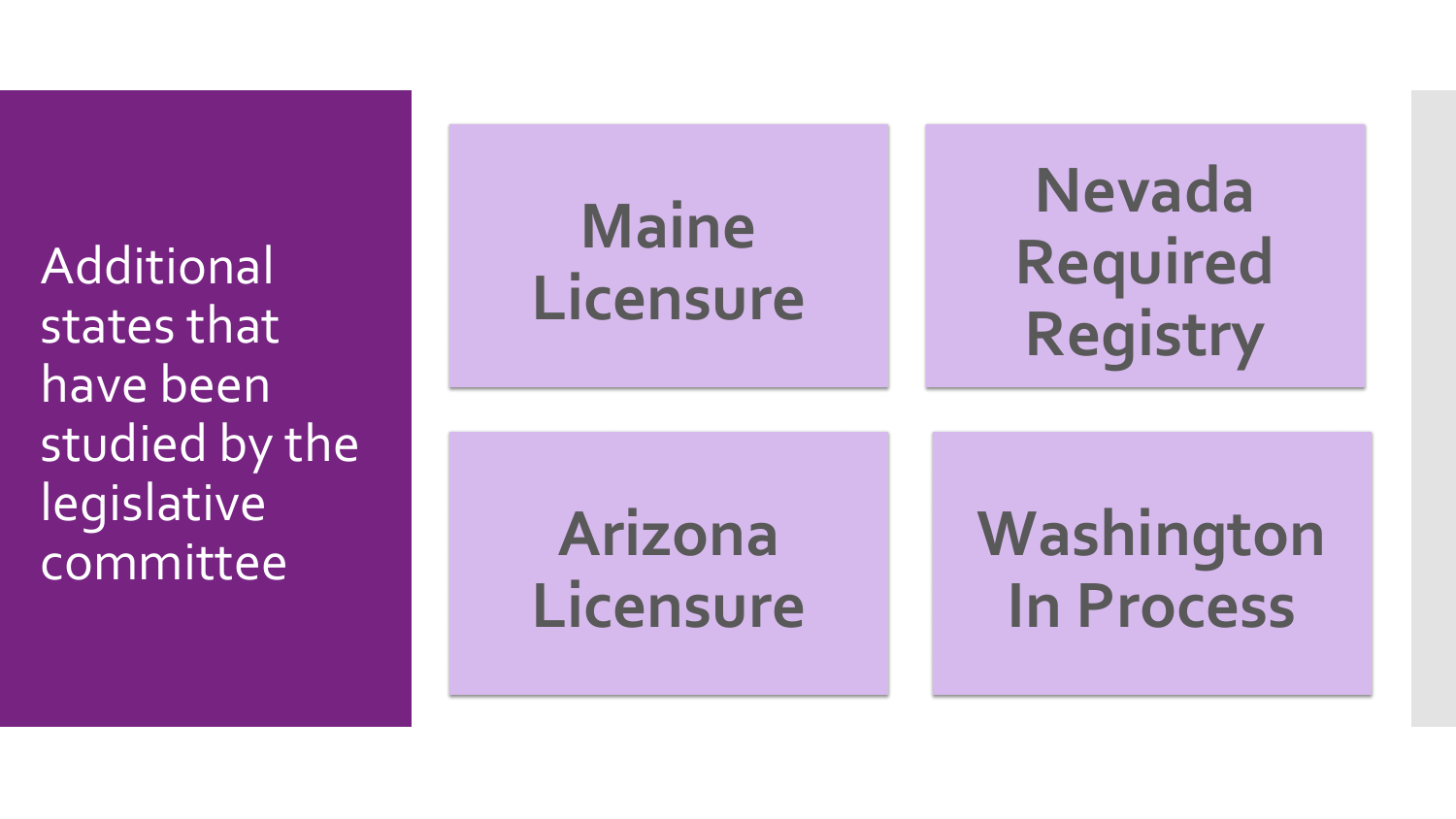## Additional states that have been studied by the legislative committee

- **Maine** Licensure
- **Nevada** Required Registry
- **Arizona** Licensure
- **Washington** In Process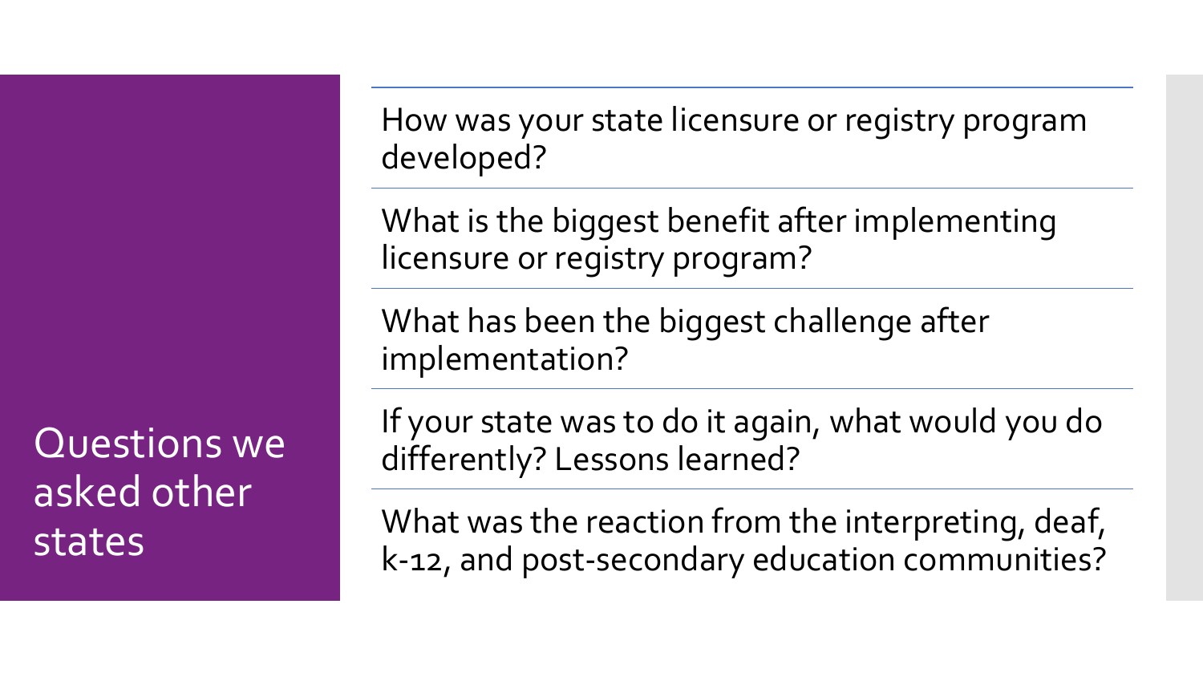# Questions we asked other states

How was your state licensure or registry program developed?

What is the biggest benefit after implementing licensure or registry program?

What has been the biggest challenge after implementation?

If your state was to do it again, what would you do differently? Lessons learned?

What was the reaction from the interpreting, deaf, k-12, and post-secondary education communities?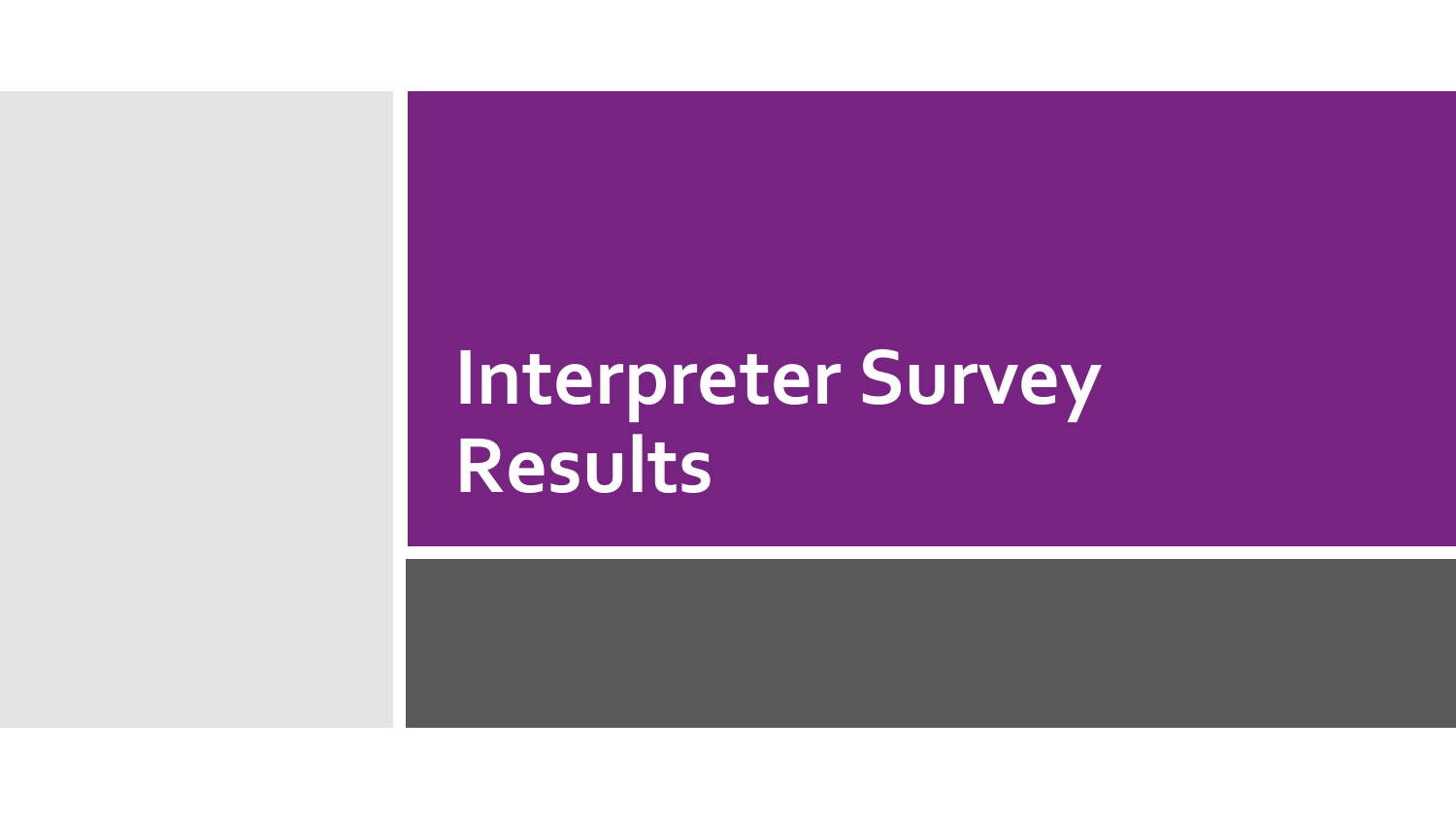# Interpreter Survey Results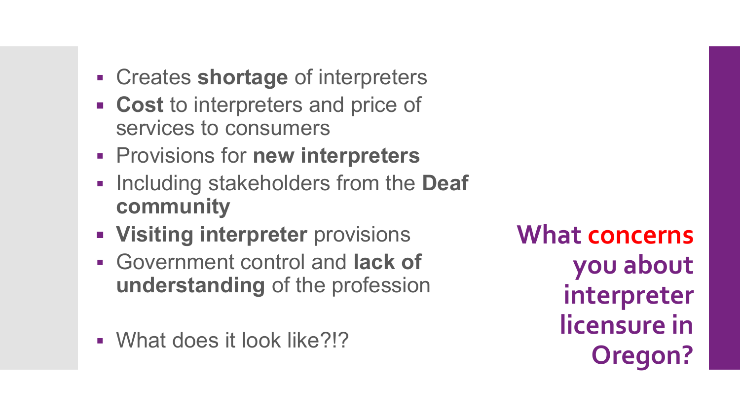## What concerns you about interpreter licensure in Oregon?

- Creates **shortage** of interpreters
- **Cost** to interpreters and price of services to consumers
- Provisions for **new interpreters**
- Including stakeholders from the **Deaf community**
- **Visiting interpreter** provisions
- Government control and **lack of understanding** of the profession
- What does it look like?!?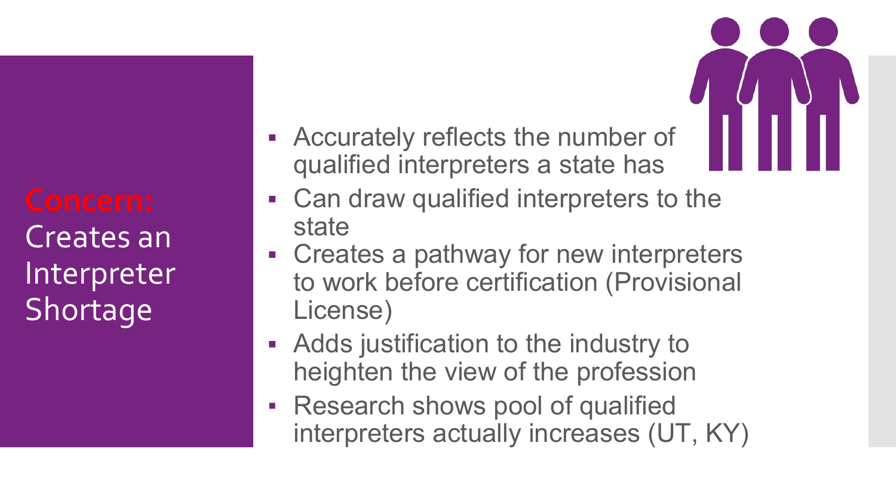## **Concern:** Creates an Interpreter Shortage

- Accurately reflects the number of qualified interpreters a state has
- Can draw qualified interpreters to the state
- Creates a pathway for new interpreters to work before certification (Provisional License)
- Adds justification to the industry to heighten the view of the profession
- Research shows pool of qualified interpreters actually increases (UT, KY)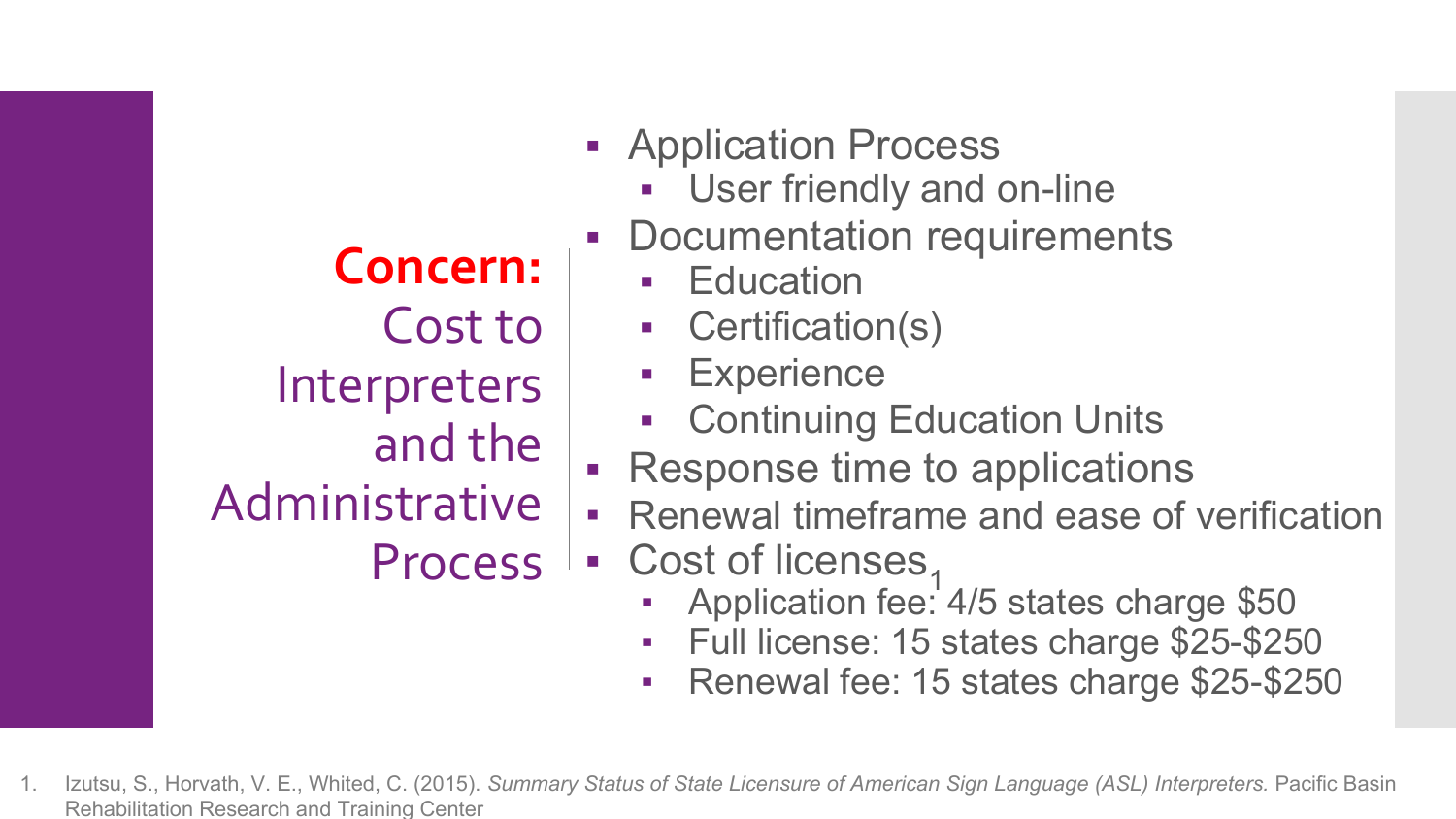## **Concern:** Cost to Interpreters and the Administrative Process

- Application Process
  - User friendly and on-line
- Documentation requirements
  - Education
  - Certification(s)
  - Experience
  - Continuing Education Units
- Response time to applications
- Renewal timeframe and ease of verification
- Cost of licenses[1]
  - Application fee: 4/5 states charge $50
  - Full license: 15 states charge $25-$250
  - Renewal fee: 15 states charge $25-$250

1. Izutsu, S., Horvath, V. E., Whited, C. (2015). *Summary Status of State Licensure of American Sign Language (ASL) Interpreters.* Pacific Basin Rehabilitation Research and Training Center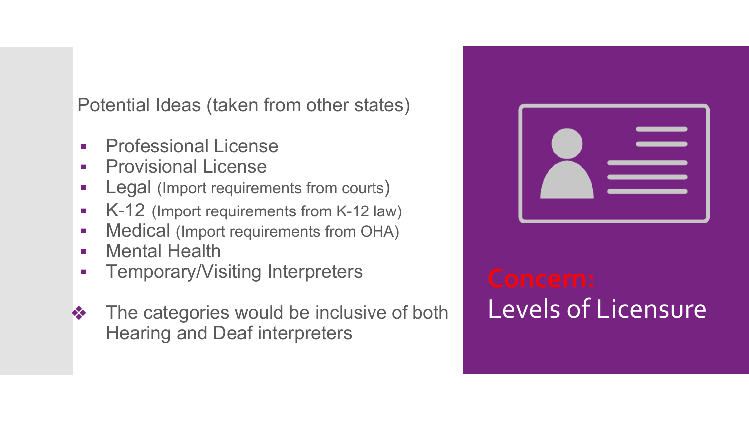## Concern: Levels of Licensure

Potential Ideas (taken from other states)

- Professional License
- Provisional License
- Legal (Import requirements from courts)
- K-12 (Import requirements from K-12 law)
- Medical (Import requirements from OHA)
- Mental Health
- Temporary/Visiting Interpreters

❖ The categories would be inclusive of both Hearing and Deaf interpreters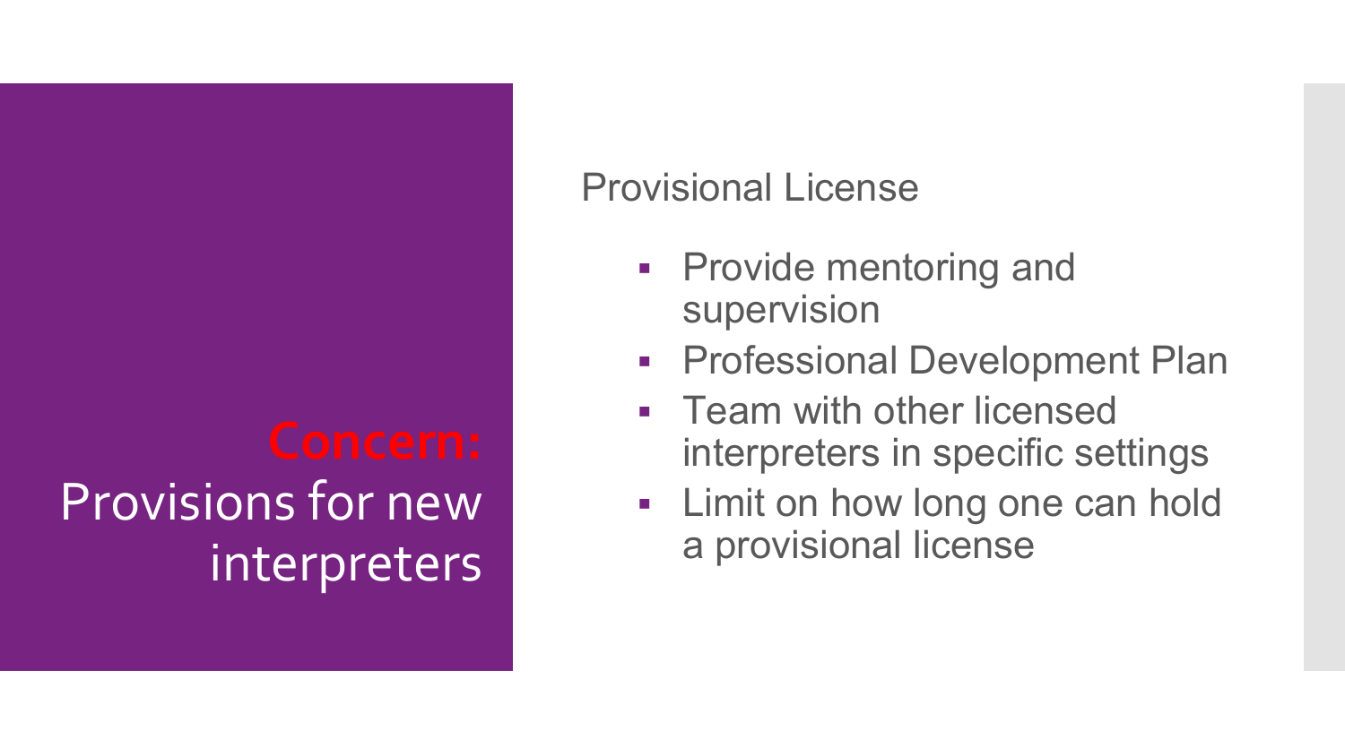# **Concern:** Provisions for new interpreters

Provisional License

- Provide mentoring and supervision
- Professional Development Plan
- Team with other licensed interpreters in specific settings
- Limit on how long one can hold a provisional license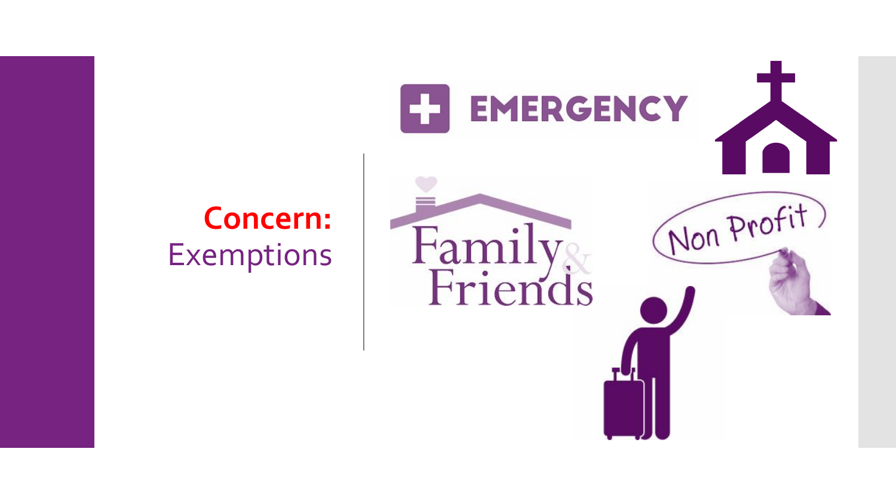**Concern:** Exemptions

EMERGENCY

Family & Friends

Non Profit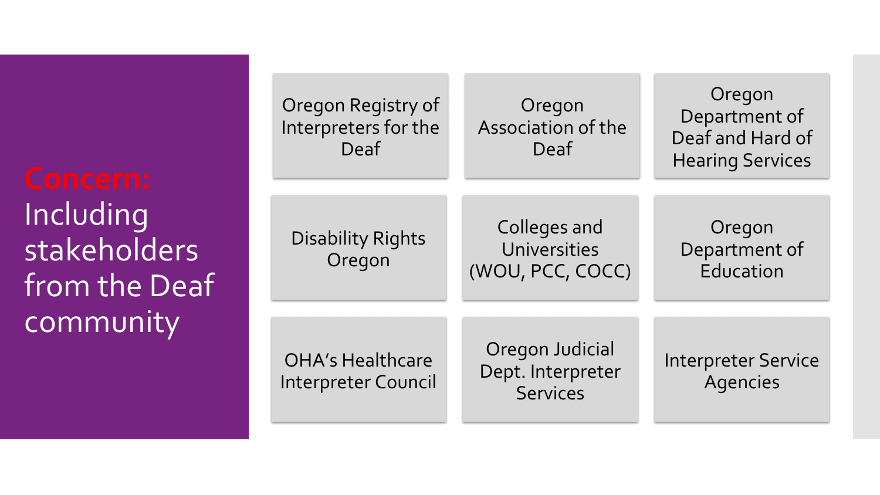## Concern: Including stakeholders from the Deaf community

- Oregon Registry of Interpreters for the Deaf
- Oregon Association of the Deaf
- Oregon Department of Deaf and Hard of Hearing Services
- Disability Rights Oregon
- Colleges and Universities (WOU, PCC, COCC)
- Oregon Department of Education
- OHA's Healthcare Interpreter Council
- Oregon Judicial Dept. Interpreter Services
- Interpreter Service Agencies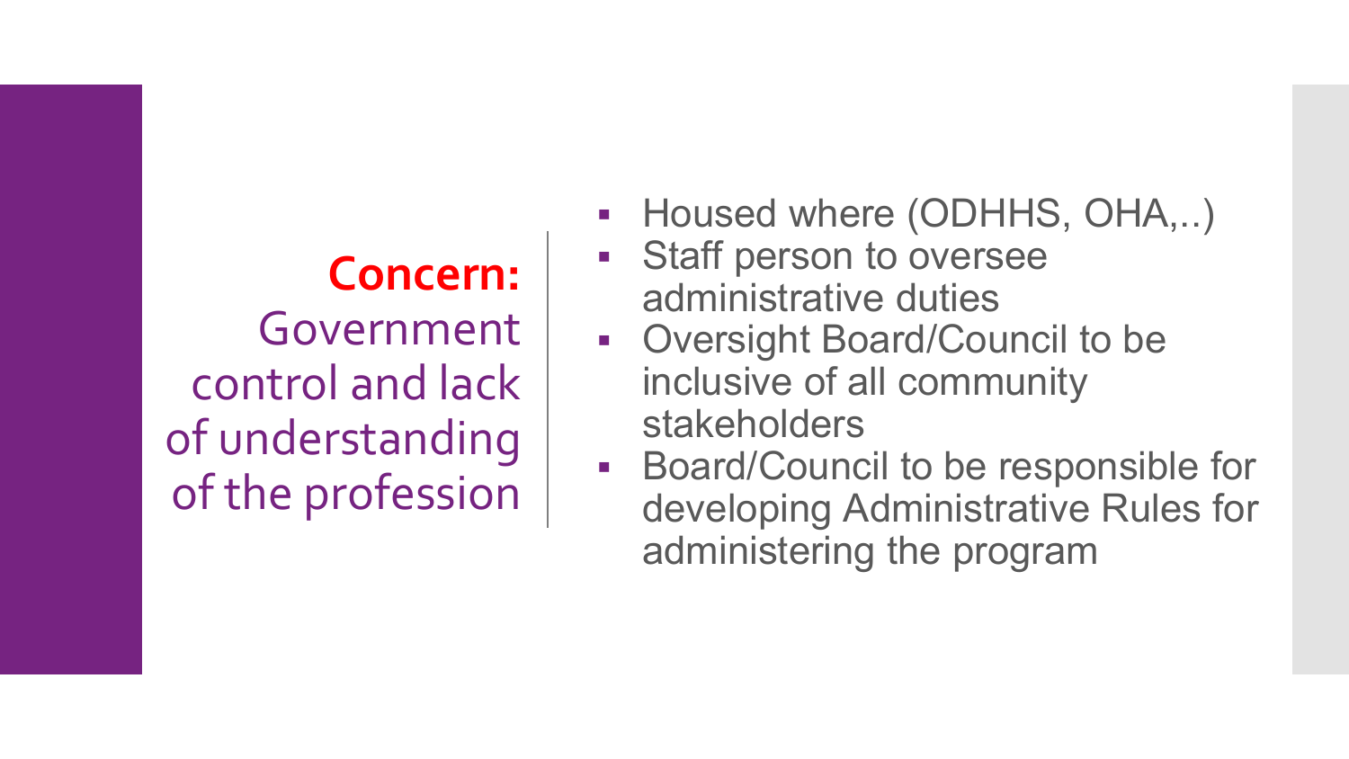## **Concern:** Government control and lack of understanding of the profession

- Housed where (ODHHS, OHA,..)
- Staff person to oversee administrative duties
- Oversight Board/Council to be inclusive of all community stakeholders
- Board/Council to be responsible for developing Administrative Rules for administering the program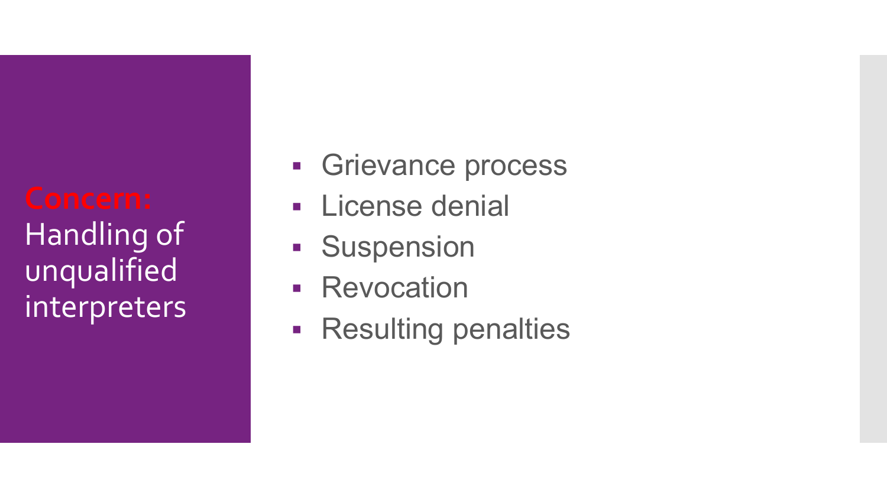## **Concern:** Handling of unqualified interpreters

- Grievance process
- License denial
- Suspension
- Revocation
- Resulting penalties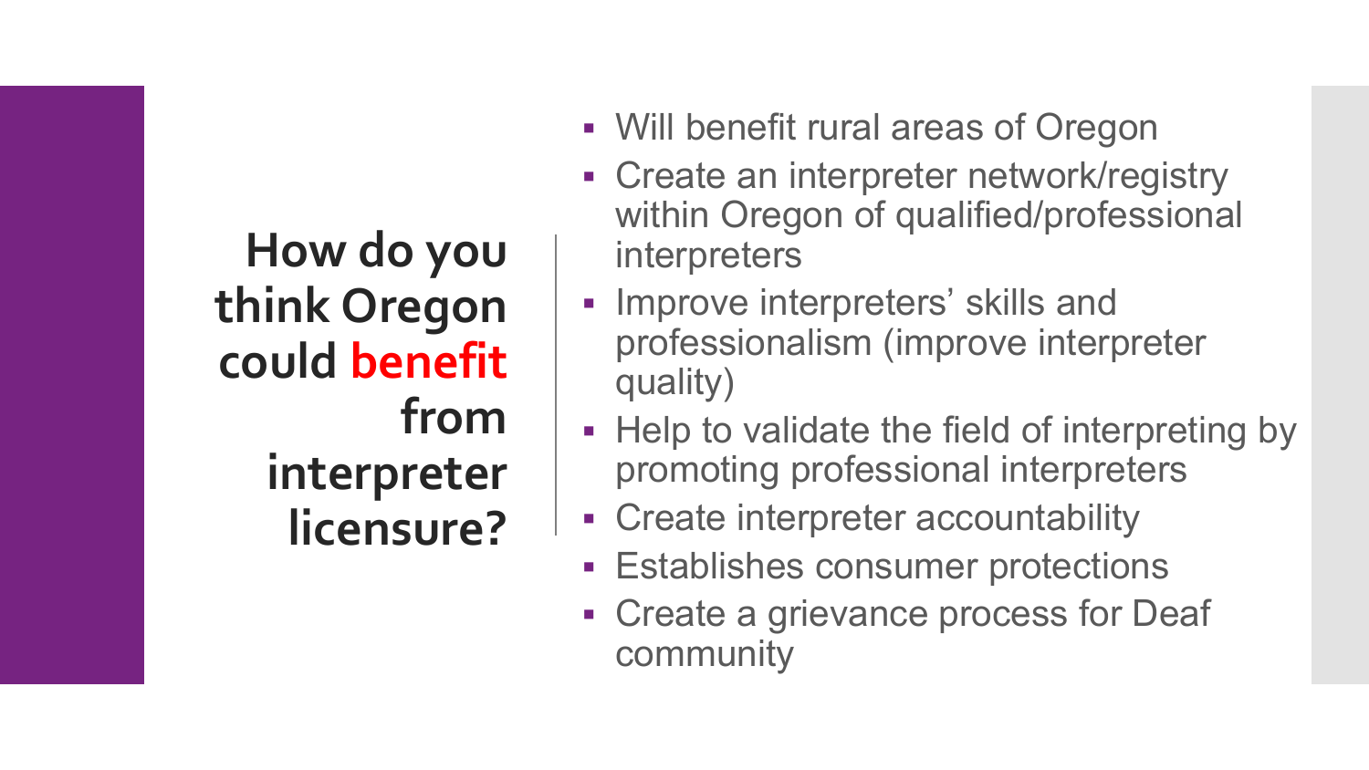## How do you think Oregon could benefit from interpreter licensure?

- Will benefit rural areas of Oregon
- Create an interpreter network/registry within Oregon of qualified/professional interpreters
- Improve interpreters' skills and professionalism (improve interpreter quality)
- Help to validate the field of interpreting by promoting professional interpreters
- Create interpreter accountability
- Establishes consumer protections
- Create a grievance process for Deaf community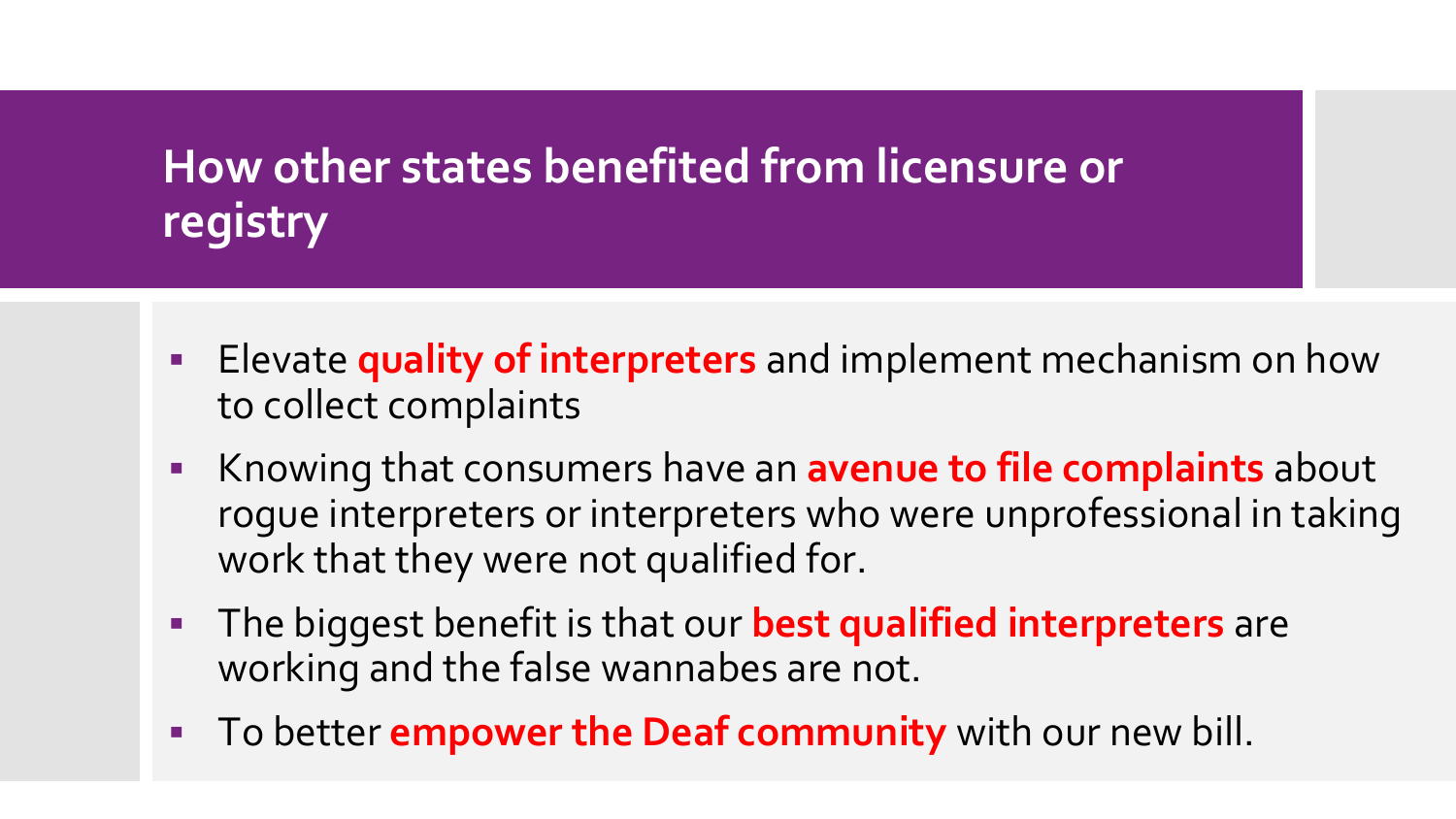## How other states benefited from licensure or registry

- Elevate **quality of interpreters** and implement mechanism on how to collect complaints
- Knowing that consumers have an **avenue to file complaints** about rogue interpreters or interpreters who were unprofessional in taking work that they were not qualified for.
- The biggest benefit is that our **best qualified interpreters** are working and the false wannabes are not.
- To better **empower the Deaf community** with our new bill.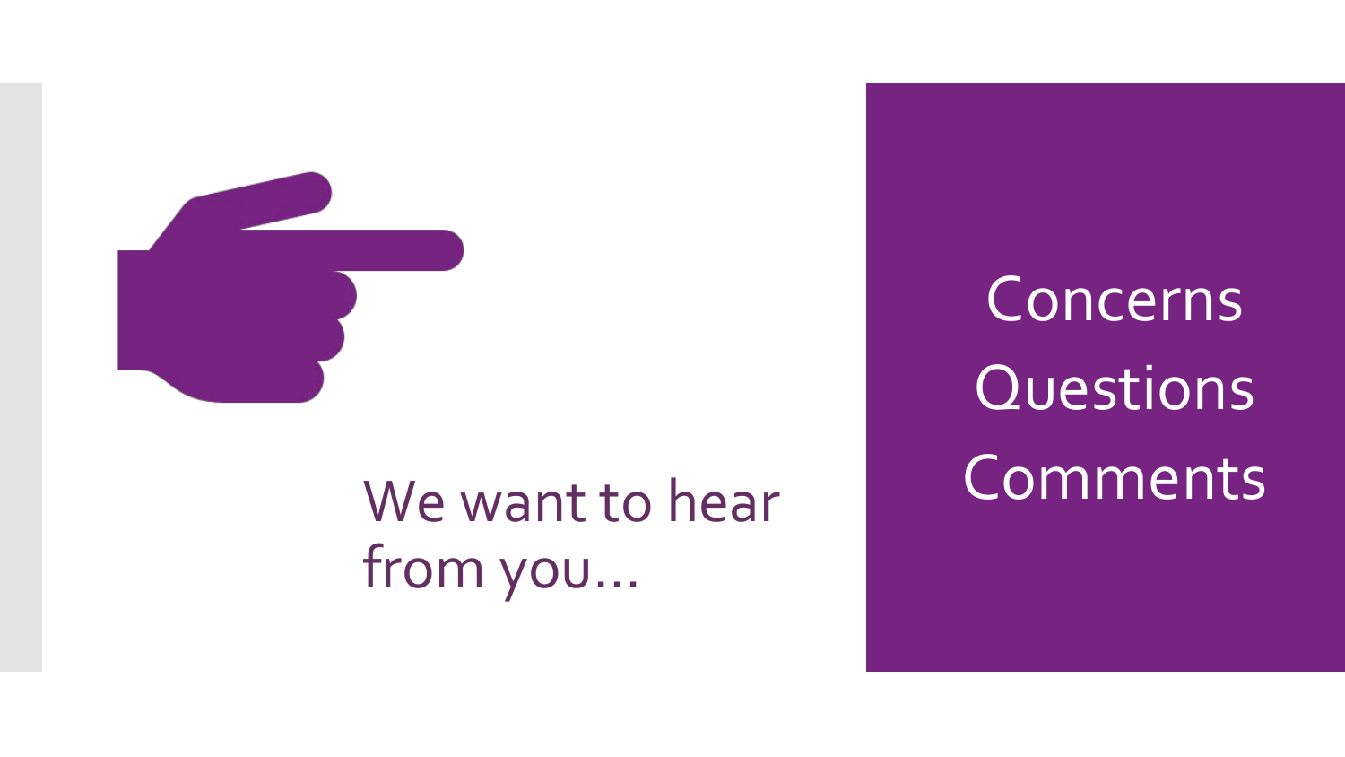We want to hear from you…

Concerns

Questions

Comments